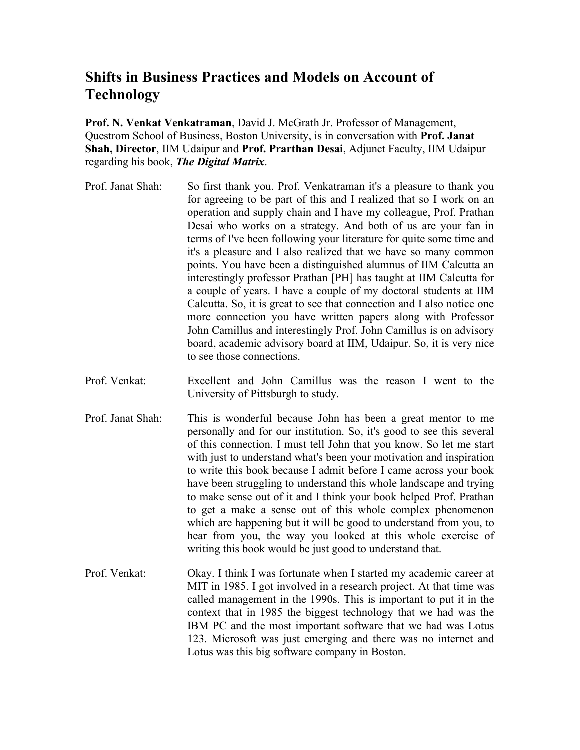# Shifts in Business Practices and Models on Account of Technology

**Prof. N. Venkat Venkatraman**, David J. McGrath Jr. Professor of Management, Questrom School of Business, Boston University, is in conversation with **Prof. Janat Shah, Director**, IIM Udaipur and **Prof. Prarthan Desai**, Adjunct Faculty, IIM Udaipur regarding his book, ***The Digital Matrix***.

**Prof. Janat Shah:** So first thank you. Prof. Venkatraman it's a pleasure to thank you for agreeing to be part of this and I realized that so I work on an operation and supply chain and I have my colleague, Prof. Prathan Desai who works on a strategy. And both of us are your fan in terms of I've been following your literature for quite some time and it's a pleasure and I also realized that we have so many common points. You have been a distinguished alumnus of IIM Calcutta an interestingly professor Prathan [PH] has taught at IIM Calcutta for a couple of years. I have a couple of my doctoral students at IIM Calcutta. So, it is great to see that connection and I also notice one more connection you have written papers along with Professor John Camillus and interestingly Prof. John Camillus is on advisory board, academic advisory board at IIM, Udaipur. So, it is very nice to see those connections.

**Prof. Venkat:** Excellent and John Camillus was the reason I went to the University of Pittsburgh to study.

**Prof. Janat Shah:** This is wonderful because John has been a great mentor to me personally and for our institution. So, it's good to see this several of this connection. I must tell John that you know. So let me start with just to understand what's been your motivation and inspiration to write this book because I admit before I came across your book have been struggling to understand this whole landscape and trying to make sense out of it and I think your book helped Prof. Prathan to get a make a sense out of this whole complex phenomenon which are happening but it will be good to understand from you, to hear from you, the way you looked at this whole exercise of writing this book would be just good to understand that.

**Prof. Venkat:** Okay. I think I was fortunate when I started my academic career at MIT in 1985. I got involved in a research project. At that time was called management in the 1990s. This is important to put it in the context that in 1985 the biggest technology that we had was the IBM PC and the most important software that we had was Lotus 123. Microsoft was just emerging and there was no internet and Lotus was this big software company in Boston.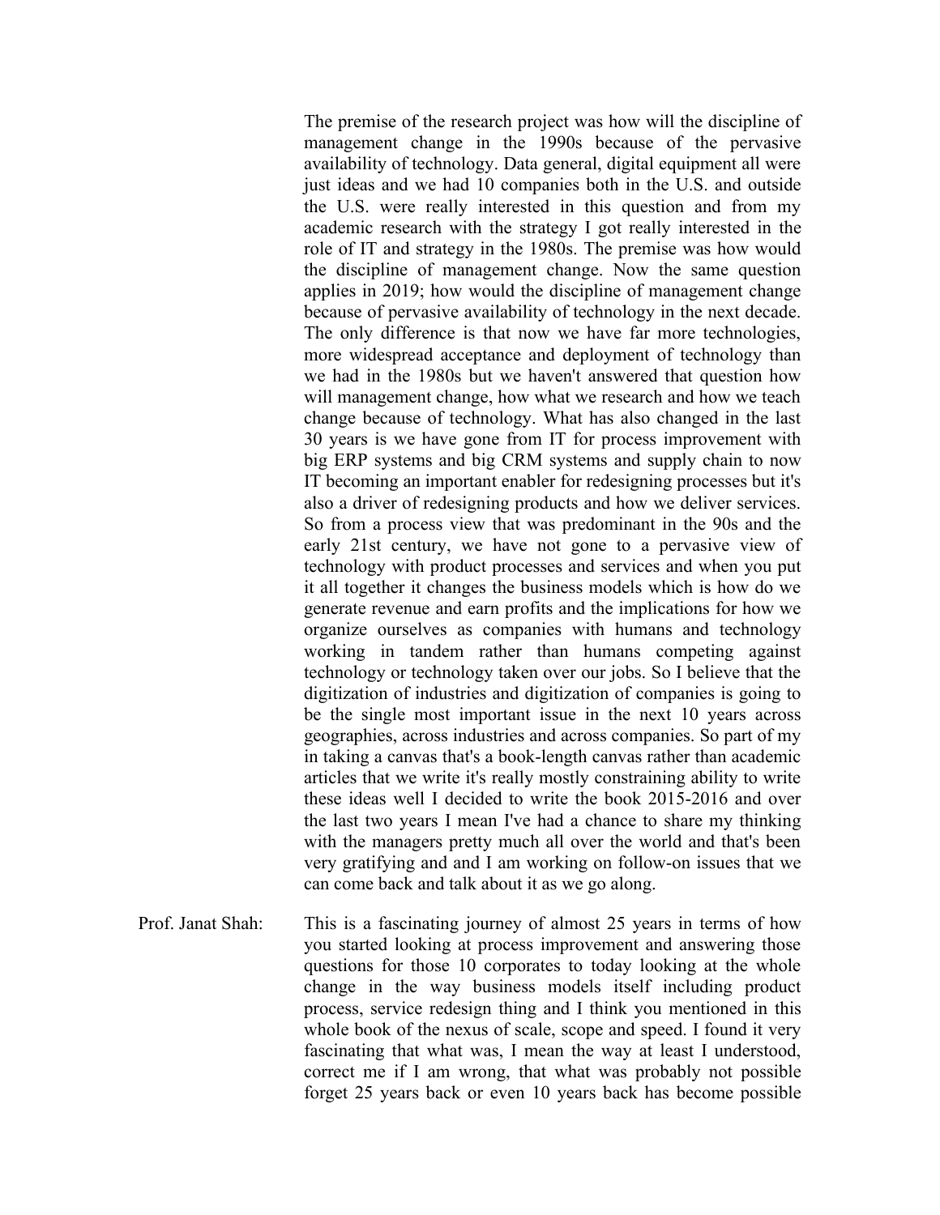The premise of the research project was how will the discipline of management change in the 1990s because of the pervasive availability of technology. Data general, digital equipment all were just ideas and we had 10 companies both in the U.S. and outside the U.S. were really interested in this question and from my academic research with the strategy I got really interested in the role of IT and strategy in the 1980s. The premise was how would the discipline of management change. Now the same question applies in 2019; how would the discipline of management change because of pervasive availability of technology in the next decade. The only difference is that now we have far more technologies, more widespread acceptance and deployment of technology than we had in the 1980s but we haven't answered that question how will management change, how what we research and how we teach change because of technology. What has also changed in the last 30 years is we have gone from IT for process improvement with big ERP systems and big CRM systems and supply chain to now IT becoming an important enabler for redesigning processes but it's also a driver of redesigning products and how we deliver services. So from a process view that was predominant in the 90s and the early 21st century, we have not gone to a pervasive view of technology with product processes and services and when you put it all together it changes the business models which is how do we generate revenue and earn profits and the implications for how we organize ourselves as companies with humans and technology working in tandem rather than humans competing against technology or technology taken over our jobs. So I believe that the digitization of industries and digitization of companies is going to be the single most important issue in the next 10 years across geographies, across industries and across companies. So part of my in taking a canvas that's a book-length canvas rather than academic articles that we write it's really mostly constraining ability to write these ideas well I decided to write the book 2015-2016 and over the last two years I mean I've had a chance to share my thinking with the managers pretty much all over the world and that's been very gratifying and and I am working on follow-on issues that we can come back and talk about it as we go along.

**Prof. Janat Shah:** This is a fascinating journey of almost 25 years in terms of how you started looking at process improvement and answering those questions for those 10 corporates to today looking at the whole change in the way business models itself including product process, service redesign thing and I think you mentioned in this whole book of the nexus of scale, scope and speed. I found it very fascinating that what was, I mean the way at least I understood, correct me if I am wrong, that what was probably not possible forget 25 years back or even 10 years back has become possible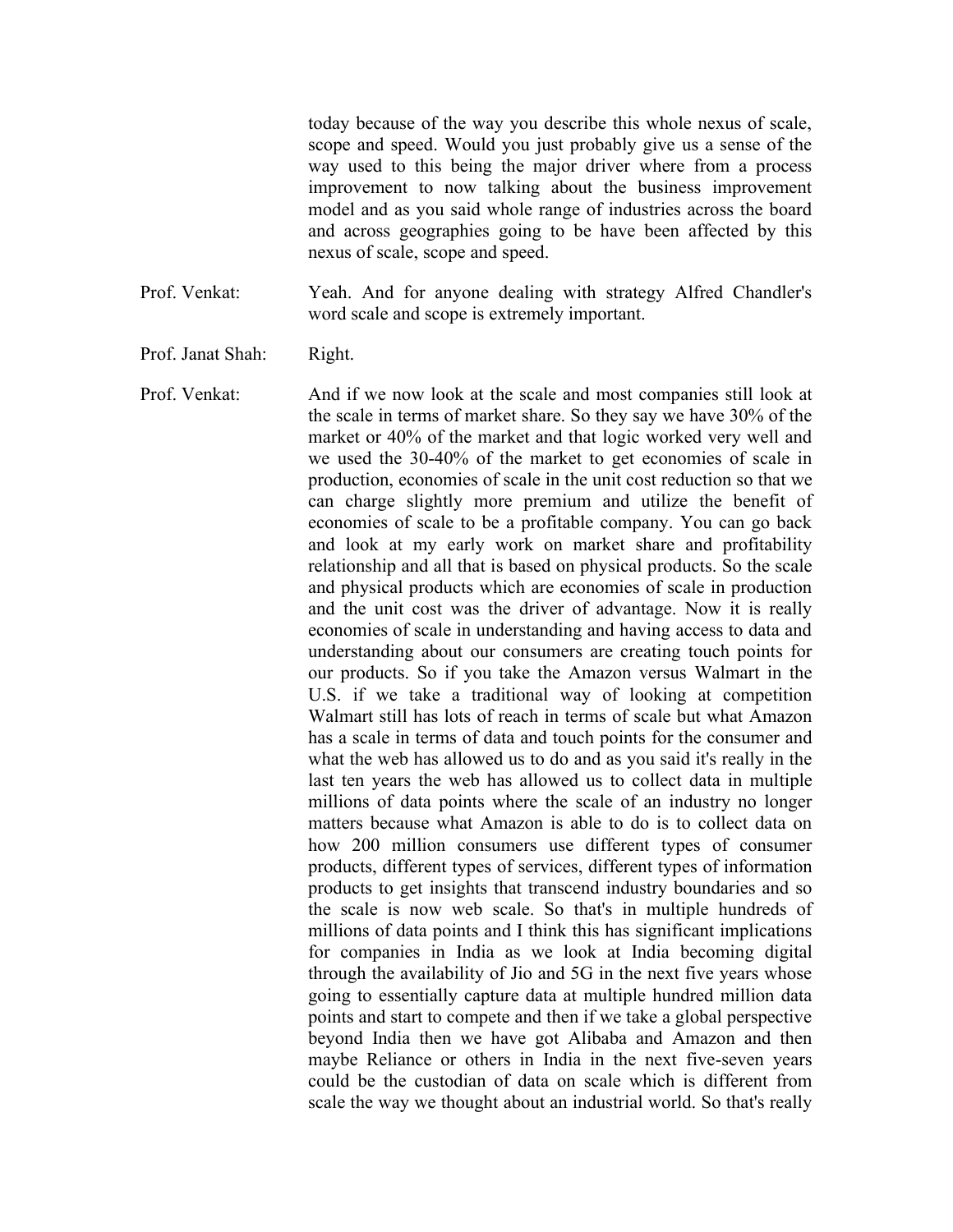today because of the way you describe this whole nexus of scale, scope and speed. Would you just probably give us a sense of the way used to this being the major driver where from a process improvement to now talking about the business improvement model and as you said whole range of industries across the board and across geographies going to be have been affected by this nexus of scale, scope and speed.

**Prof. Venkat:** Yeah. And for anyone dealing with strategy Alfred Chandler's word scale and scope is extremely important.

**Prof. Janat Shah:** Right.

**Prof. Venkat:** And if we now look at the scale and most companies still look at the scale in terms of market share. So they say we have 30% of the market or 40% of the market and that logic worked very well and we used the 30-40% of the market to get economies of scale in production, economies of scale in the unit cost reduction so that we can charge slightly more premium and utilize the benefit of economies of scale to be a profitable company. You can go back and look at my early work on market share and profitability relationship and all that is based on physical products. So the scale and physical products which are economies of scale in production and the unit cost was the driver of advantage. Now it is really economies of scale in understanding and having access to data and understanding about our consumers are creating touch points for our products. So if you take the Amazon versus Walmart in the U.S. if we take a traditional way of looking at competition Walmart still has lots of reach in terms of scale but what Amazon has a scale in terms of data and touch points for the consumer and what the web has allowed us to do and as you said it's really in the last ten years the web has allowed us to collect data in multiple millions of data points where the scale of an industry no longer matters because what Amazon is able to do is to collect data on how 200 million consumers use different types of consumer products, different types of services, different types of information products to get insights that transcend industry boundaries and so the scale is now web scale. So that's in multiple hundreds of millions of data points and I think this has significant implications for companies in India as we look at India becoming digital through the availability of Jio and 5G in the next five years whose going to essentially capture data at multiple hundred million data points and start to compete and then if we take a global perspective beyond India then we have got Alibaba and Amazon and then maybe Reliance or others in India in the next five-seven years could be the custodian of data on scale which is different from scale the way we thought about an industrial world. So that's really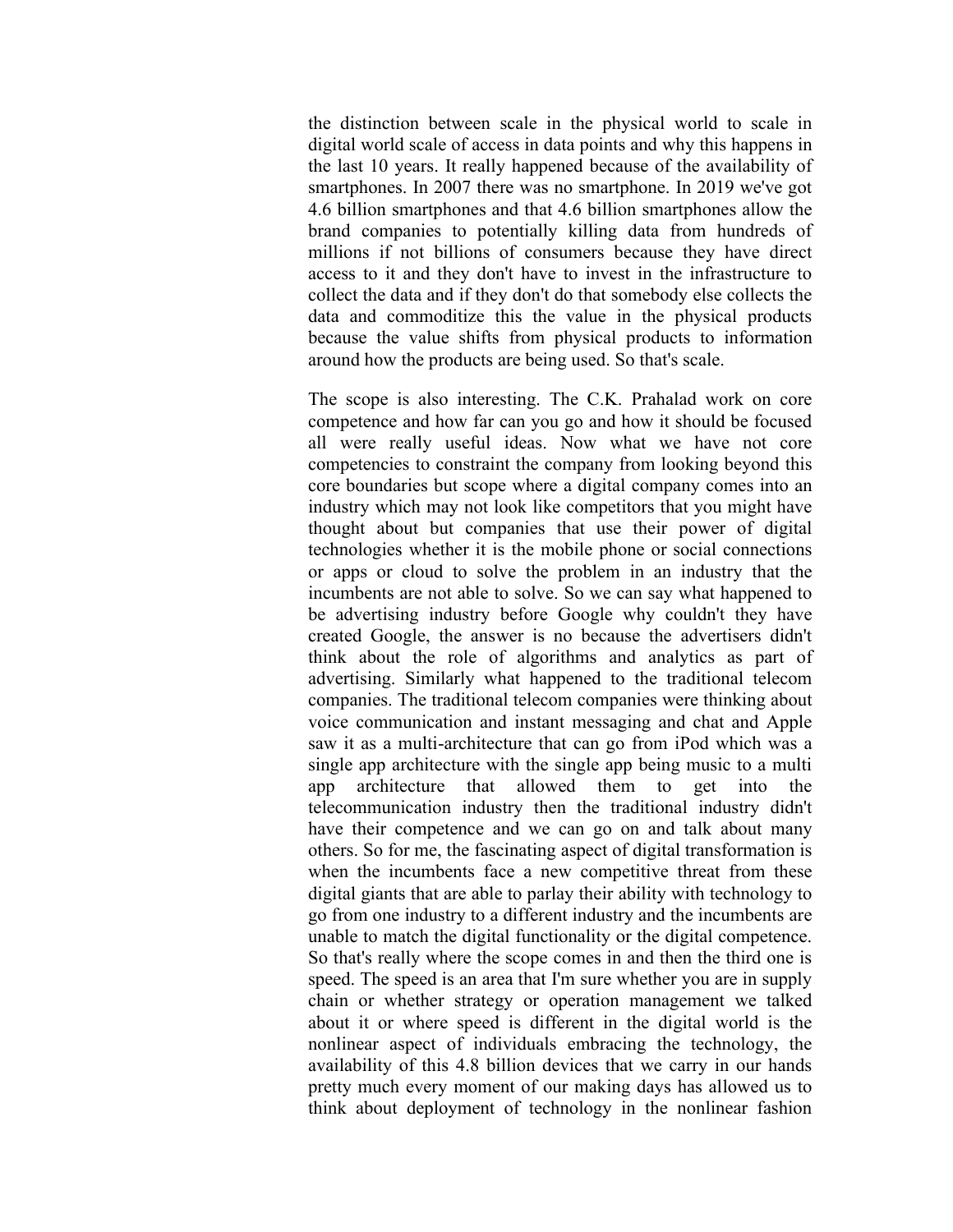the distinction between scale in the physical world to scale in digital world scale of access in data points and why this happens in the last 10 years. It really happened because of the availability of smartphones. In 2007 there was no smartphone. In 2019 we've got 4.6 billion smartphones and that 4.6 billion smartphones allow the brand companies to potentially killing data from hundreds of millions if not billions of consumers because they have direct access to it and they don't have to invest in the infrastructure to collect the data and if they don't do that somebody else collects the data and commoditize this the value in the physical products because the value shifts from physical products to information around how the products are being used. So that's scale.

The scope is also interesting. The C.K. Prahalad work on core competence and how far can you go and how it should be focused all were really useful ideas. Now what we have not core competencies to constraint the company from looking beyond this core boundaries but scope where a digital company comes into an industry which may not look like competitors that you might have thought about but companies that use their power of digital technologies whether it is the mobile phone or social connections or apps or cloud to solve the problem in an industry that the incumbents are not able to solve. So we can say what happened to be advertising industry before Google why couldn't they have created Google, the answer is no because the advertisers didn't think about the role of algorithms and analytics as part of advertising. Similarly what happened to the traditional telecom companies. The traditional telecom companies were thinking about voice communication and instant messaging and chat and Apple saw it as a multi-architecture that can go from iPod which was a single app architecture with the single app being music to a multi app architecture that allowed them to get into the telecommunication industry then the traditional industry didn't have their competence and we can go on and talk about many others. So for me, the fascinating aspect of digital transformation is when the incumbents face a new competitive threat from these digital giants that are able to parlay their ability with technology to go from one industry to a different industry and the incumbents are unable to match the digital functionality or the digital competence. So that's really where the scope comes in and then the third one is speed. The speed is an area that I'm sure whether you are in supply chain or whether strategy or operation management we talked about it or where speed is different in the digital world is the nonlinear aspect of individuals embracing the technology, the availability of this 4.8 billion devices that we carry in our hands pretty much every moment of our making days has allowed us to think about deployment of technology in the nonlinear fashion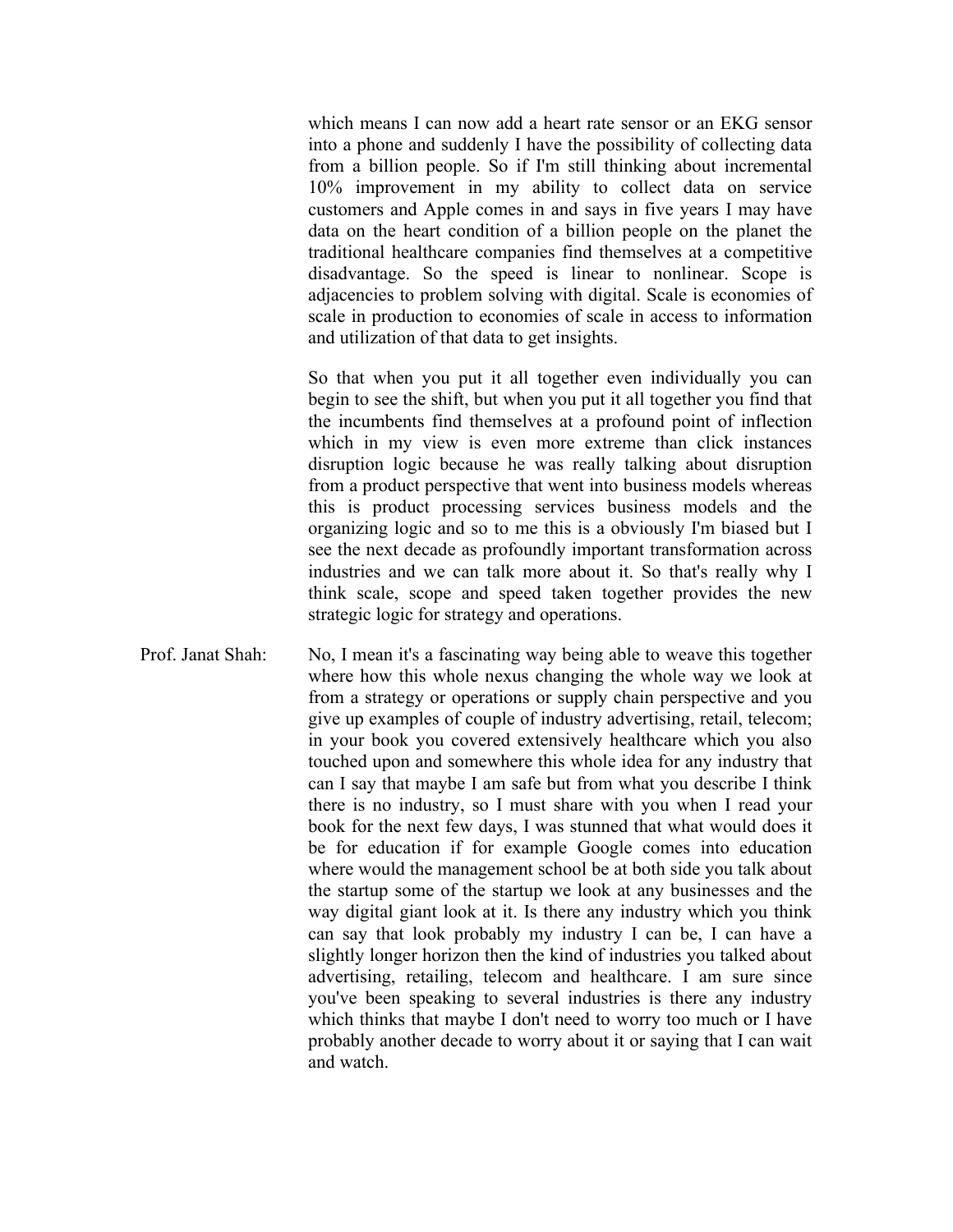which means I can now add a heart rate sensor or an EKG sensor into a phone and suddenly I have the possibility of collecting data from a billion people. So if I'm still thinking about incremental 10% improvement in my ability to collect data on service customers and Apple comes in and says in five years I may have data on the heart condition of a billion people on the planet the traditional healthcare companies find themselves at a competitive disadvantage. So the speed is linear to nonlinear. Scope is adjacencies to problem solving with digital. Scale is economies of scale in production to economies of scale in access to information and utilization of that data to get insights.

So that when you put it all together even individually you can begin to see the shift, but when you put it all together you find that the incumbents find themselves at a profound point of inflection which in my view is even more extreme than click instances disruption logic because he was really talking about disruption from a product perspective that went into business models whereas this is product processing services business models and the organizing logic and so to me this is a obviously I'm biased but I see the next decade as profoundly important transformation across industries and we can talk more about it. So that's really why I think scale, scope and speed taken together provides the new strategic logic for strategy and operations.

**Prof. Janat Shah:** No, I mean it's a fascinating way being able to weave this together where how this whole nexus changing the whole way we look at from a strategy or operations or supply chain perspective and you give up examples of couple of industry advertising, retail, telecom; in your book you covered extensively healthcare which you also touched upon and somewhere this whole idea for any industry that can I say that maybe I am safe but from what you describe I think there is no industry, so I must share with you when I read your book for the next few days, I was stunned that what would does it be for education if for example Google comes into education where would the management school be at both side you talk about the startup some of the startup we look at any businesses and the way digital giant look at it. Is there any industry which you think can say that look probably my industry I can be, I can have a slightly longer horizon then the kind of industries you talked about advertising, retailing, telecom and healthcare. I am sure since you've been speaking to several industries is there any industry which thinks that maybe I don't need to worry too much or I have probably another decade to worry about it or saying that I can wait and watch.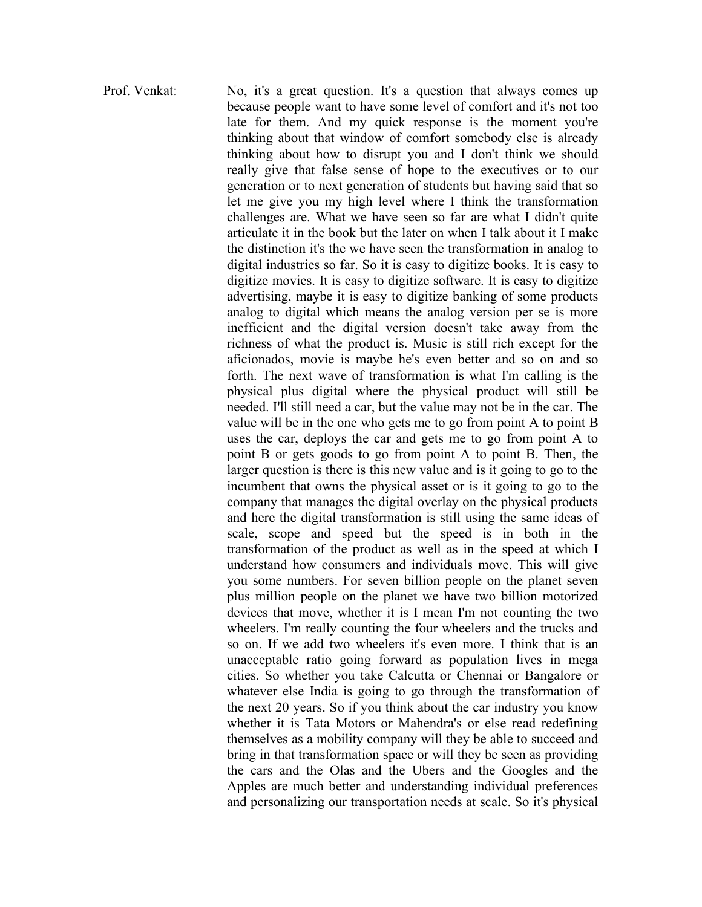Prof. Venkat: No, it's a great question. It's a question that always comes up because people want to have some level of comfort and it's not too late for them. And my quick response is the moment you're thinking about that window of comfort somebody else is already thinking about how to disrupt you and I don't think we should really give that false sense of hope to the executives or to our generation or to next generation of students but having said that so let me give you my high level where I think the transformation challenges are. What we have seen so far are what I didn't quite articulate it in the book but the later on when I talk about it I make the distinction it's the we have seen the transformation in analog to digital industries so far. So it is easy to digitize books. It is easy to digitize movies. It is easy to digitize software. It is easy to digitize advertising, maybe it is easy to digitize banking of some products analog to digital which means the analog version per se is more inefficient and the digital version doesn't take away from the richness of what the product is. Music is still rich except for the aficionados, movie is maybe he's even better and so on and so forth. The next wave of transformation is what I'm calling is the physical plus digital where the physical product will still be needed. I'll still need a car, but the value may not be in the car. The value will be in the one who gets me to go from point A to point B uses the car, deploys the car and gets me to go from point A to point B or gets goods to go from point A to point B. Then, the larger question is there is this new value and is it going to go to the incumbent that owns the physical asset or is it going to go to the company that manages the digital overlay on the physical products and here the digital transformation is still using the same ideas of scale, scope and speed but the speed is in both in the transformation of the product as well as in the speed at which I understand how consumers and individuals move. This will give you some numbers. For seven billion people on the planet seven plus million people on the planet we have two billion motorized devices that move, whether it is I mean I'm not counting the two wheelers. I'm really counting the four wheelers and the trucks and so on. If we add two wheelers it's even more. I think that is an unacceptable ratio going forward as population lives in mega cities. So whether you take Calcutta or Chennai or Bangalore or whatever else India is going to go through the transformation of the next 20 years. So if you think about the car industry you know whether it is Tata Motors or Mahendra's or else read redefining themselves as a mobility company will they be able to succeed and bring in that transformation space or will they be seen as providing the cars and the Olas and the Ubers and the Googles and the Apples are much better and understanding individual preferences and personalizing our transportation needs at scale. So it's physical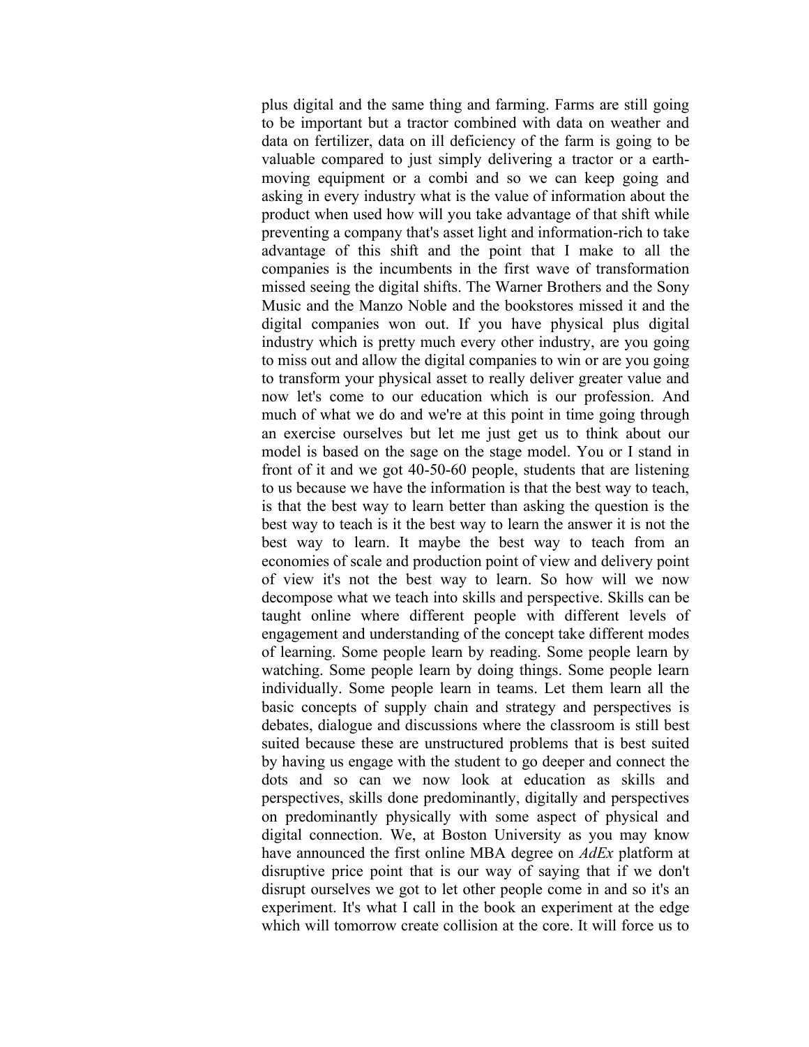plus digital and the same thing and farming. Farms are still going to be important but a tractor combined with data on weather and data on fertilizer, data on ill deficiency of the farm is going to be valuable compared to just simply delivering a tractor or a earth-moving equipment or a combi and so we can keep going and asking in every industry what is the value of information about the product when used how will you take advantage of that shift while preventing a company that's asset light and information-rich to take advantage of this shift and the point that I make to all the companies is the incumbents in the first wave of transformation missed seeing the digital shifts. The Warner Brothers and the Sony Music and the Manzo Noble and the bookstores missed it and the digital companies won out. If you have physical plus digital industry which is pretty much every other industry, are you going to miss out and allow the digital companies to win or are you going to transform your physical asset to really deliver greater value and now let's come to our education which is our profession. And much of what we do and we're at this point in time going through an exercise ourselves but let me just get us to think about our model is based on the sage on the stage model. You or I stand in front of it and we got 40-50-60 people, students that are listening to us because we have the information is that the best way to teach, is that the best way to learn better than asking the question is the best way to teach is it the best way to learn the answer it is not the best way to learn. It maybe the best way to teach from an economies of scale and production point of view and delivery point of view it's not the best way to learn. So how will we now decompose what we teach into skills and perspective. Skills can be taught online where different people with different levels of engagement and understanding of the concept take different modes of learning. Some people learn by reading. Some people learn by watching. Some people learn by doing things. Some people learn individually. Some people learn in teams. Let them learn all the basic concepts of supply chain and strategy and perspectives is debates, dialogue and discussions where the classroom is still best suited because these are unstructured problems that is best suited by having us engage with the student to go deeper and connect the dots and so can we now look at education as skills and perspectives, skills done predominantly, digitally and perspectives on predominantly physically with some aspect of physical and digital connection. We, at Boston University as you may know have announced the first online MBA degree on *AdEx* platform at disruptive price point that is our way of saying that if we don't disrupt ourselves we got to let other people come in and so it's an experiment. It's what I call in the book an experiment at the edge which will tomorrow create collision at the core. It will force us to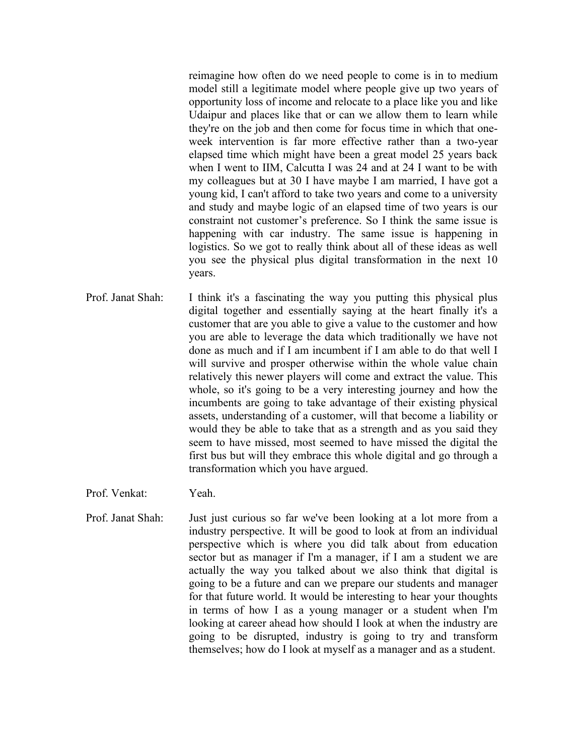reimagine how often do we need people to come is in to medium model still a legitimate model where people give up two years of opportunity loss of income and relocate to a place like you and like Udaipur and places like that or can we allow them to learn while they're on the job and then come for focus time in which that one-week intervention is far more effective rather than a two-year elapsed time which might have been a great model 25 years back when I went to IIM, Calcutta I was 24 and at 24 I want to be with my colleagues but at 30 I have maybe I am married, I have got a young kid, I can't afford to take two years and come to a university and study and maybe logic of an elapsed time of two years is our constraint not customer's preference. So I think the same issue is happening with car industry. The same issue is happening in logistics. So we got to really think about all of these ideas as well you see the physical plus digital transformation in the next 10 years.

**Prof. Janat Shah:** I think it's a fascinating the way you putting this physical plus digital together and essentially saying at the heart finally it's a customer that are you able to give a value to the customer and how you are able to leverage the data which traditionally we have not done as much and if I am incumbent if I am able to do that well I will survive and prosper otherwise within the whole value chain relatively this newer players will come and extract the value. This whole, so it's going to be a very interesting journey and how the incumbents are going to take advantage of their existing physical assets, understanding of a customer, will that become a liability or would they be able to take that as a strength and as you said they seem to have missed, most seemed to have missed the digital the first bus but will they embrace this whole digital and go through a transformation which you have argued.

**Prof. Venkat:** Yeah.

**Prof. Janat Shah:** Just just curious so far we've been looking at a lot more from a industry perspective. It will be good to look at from an individual perspective which is where you did talk about from education sector but as manager if I'm a manager, if I am a student we are actually the way you talked about we also think that digital is going to be a future and can we prepare our students and manager for that future world. It would be interesting to hear your thoughts in terms of how I as a young manager or a student when I'm looking at career ahead how should I look at when the industry are going to be disrupted, industry is going to try and transform themselves; how do I look at myself as a manager and as a student.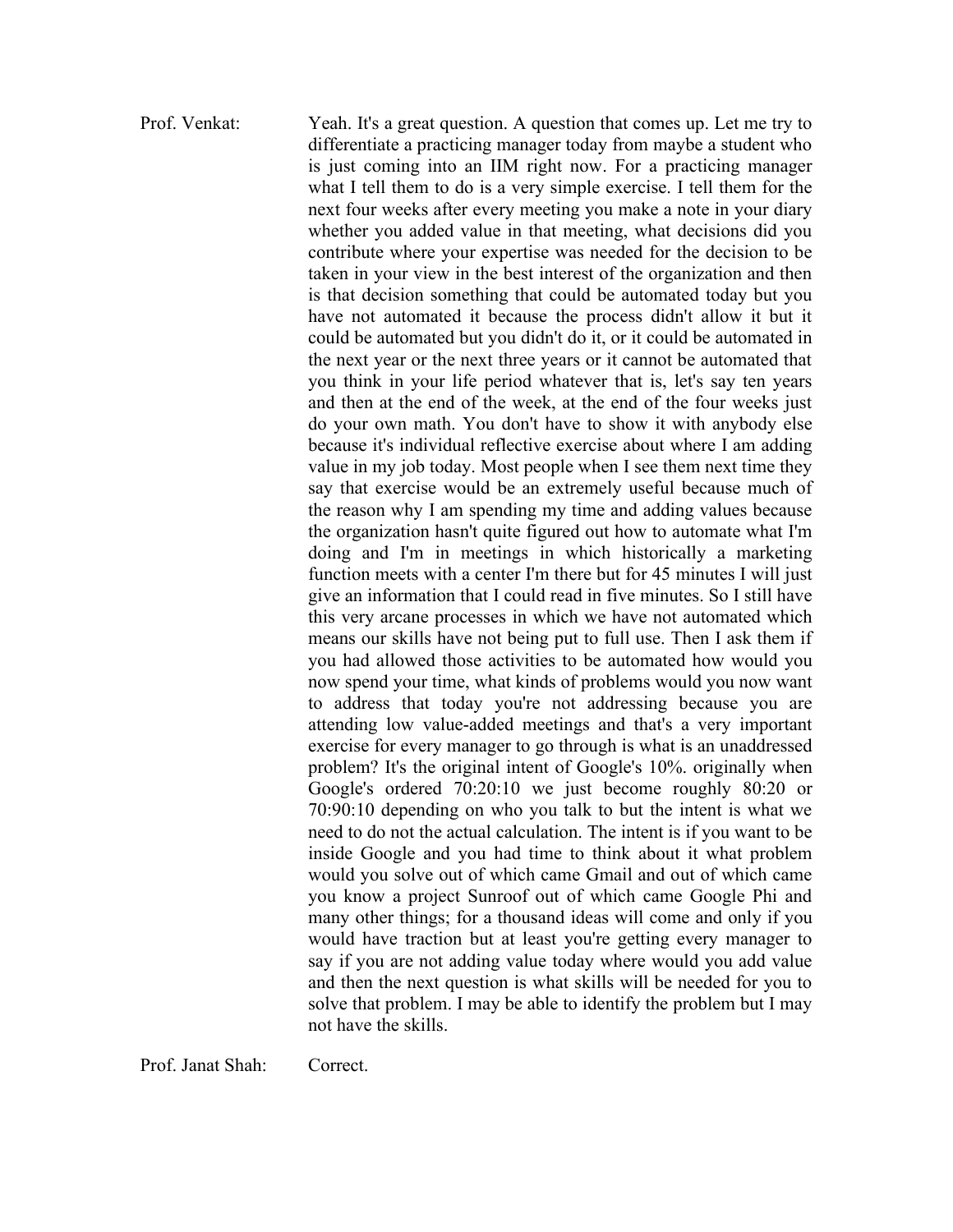**Prof. Venkat:** Yeah. It's a great question. A question that comes up. Let me try to differentiate a practicing manager today from maybe a student who is just coming into an IIM right now. For a practicing manager what I tell them to do is a very simple exercise. I tell them for the next four weeks after every meeting you make a note in your diary whether you added value in that meeting, what decisions did you contribute where your expertise was needed for the decision to be taken in your view in the best interest of the organization and then is that decision something that could be automated today but you have not automated it because the process didn't allow it but it could be automated but you didn't do it, or it could be automated in the next year or the next three years or it cannot be automated that you think in your life period whatever that is, let's say ten years and then at the end of the week, at the end of the four weeks just do your own math. You don't have to show it with anybody else because it's individual reflective exercise about where I am adding value in my job today. Most people when I see them next time they say that exercise would be an extremely useful because much of the reason why I am spending my time and adding values because the organization hasn't quite figured out how to automate what I'm doing and I'm in meetings in which historically a marketing function meets with a center I'm there but for 45 minutes I will just give an information that I could read in five minutes. So I still have this very arcane processes in which we have not automated which means our skills have not being put to full use. Then I ask them if you had allowed those activities to be automated how would you now spend your time, what kinds of problems would you now want to address that today you're not addressing because you are attending low value-added meetings and that's a very important exercise for every manager to go through is what is an unaddressed problem? It's the original intent of Google's 10%. originally when Google's ordered 70:20:10 we just become roughly 80:20 or 70:90:10 depending on who you talk to but the intent is what we need to do not the actual calculation. The intent is if you want to be inside Google and you had time to think about it what problem would you solve out of which came Gmail and out of which came you know a project Sunroof out of which came Google Phi and many other things; for a thousand ideas will come and only if you would have traction but at least you're getting every manager to say if you are not adding value today where would you add value and then the next question is what skills will be needed for you to solve that problem. I may be able to identify the problem but I may not have the skills.

**Prof. Janat Shah:** Correct.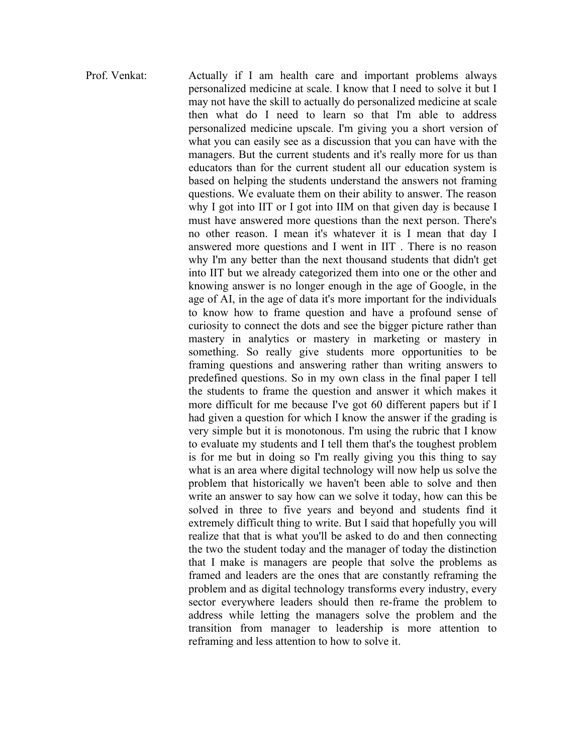Prof. Venkat: Actually if I am health care and important problems always personalized medicine at scale. I know that I need to solve it but I may not have the skill to actually do personalized medicine at scale then what do I need to learn so that I'm able to address personalized medicine upscale. I'm giving you a short version of what you can easily see as a discussion that you can have with the managers. But the current students and it's really more for us than educators than for the current student all our education system is based on helping the students understand the answers not framing questions. We evaluate them on their ability to answer. The reason why I got into IIT or I got into IIM on that given day is because I must have answered more questions than the next person. There's no other reason. I mean it's whatever it is I mean that day I answered more questions and I went in IIT . There is no reason why I'm any better than the next thousand students that didn't get into IIT but we already categorized them into one or the other and knowing answer is no longer enough in the age of Google, in the age of AI, in the age of data it's more important for the individuals to know how to frame question and have a profound sense of curiosity to connect the dots and see the bigger picture rather than mastery in analytics or mastery in marketing or mastery in something. So really give students more opportunities to be framing questions and answering rather than writing answers to predefined questions. So in my own class in the final paper I tell the students to frame the question and answer it which makes it more difficult for me because I've got 60 different papers but if I had given a question for which I know the answer if the grading is very simple but it is monotonous. I'm using the rubric that I know to evaluate my students and I tell them that's the toughest problem is for me but in doing so I'm really giving you this thing to say what is an area where digital technology will now help us solve the problem that historically we haven't been able to solve and then write an answer to say how can we solve it today, how can this be solved in three to five years and beyond and students find it extremely difficult thing to write. But I said that hopefully you will realize that that is what you'll be asked to do and then connecting the two the student today and the manager of today the distinction that I make is managers are people that solve the problems as framed and leaders are the ones that are constantly reframing the problem and as digital technology transforms every industry, every sector everywhere leaders should then re-frame the problem to address while letting the managers solve the problem and the transition from manager to leadership is more attention to reframing and less attention to how to solve it.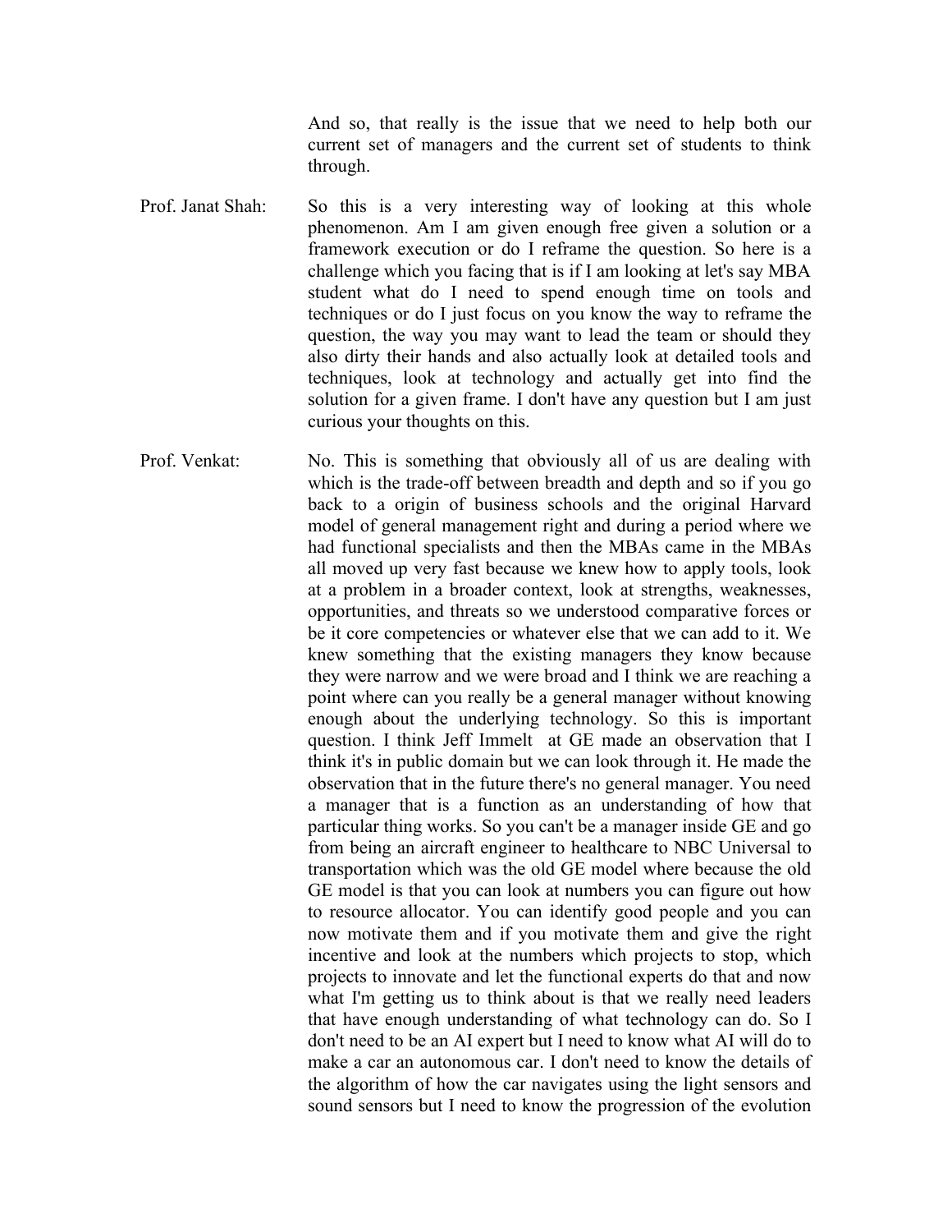And so, that really is the issue that we need to help both our current set of managers and the current set of students to think through.

**Prof. Janat Shah:** So this is a very interesting way of looking at this whole phenomenon. Am I am given enough free given a solution or a framework execution or do I reframe the question. So here is a challenge which you facing that is if I am looking at let's say MBA student what do I need to spend enough time on tools and techniques or do I just focus on you know the way to reframe the question, the way you may want to lead the team or should they also dirty their hands and also actually look at detailed tools and techniques, look at technology and actually get into find the solution for a given frame. I don't have any question but I am just curious your thoughts on this.

**Prof. Venkat:** No. This is something that obviously all of us are dealing with which is the trade-off between breadth and depth and so if you go back to a origin of business schools and the original Harvard model of general management right and during a period where we had functional specialists and then the MBAs came in the MBAs all moved up very fast because we knew how to apply tools, look at a problem in a broader context, look at strengths, weaknesses, opportunities, and threats so we understood comparative forces or be it core competencies or whatever else that we can add to it. We knew something that the existing managers they know because they were narrow and we were broad and I think we are reaching a point where can you really be a general manager without knowing enough about the underlying technology. So this is important question. I think Jeff Immelt at GE made an observation that I think it's in public domain but we can look through it. He made the observation that in the future there's no general manager. You need a manager that is a function as an understanding of how that particular thing works. So you can't be a manager inside GE and go from being an aircraft engineer to healthcare to NBC Universal to transportation which was the old GE model where because the old GE model is that you can look at numbers you can figure out how to resource allocator. You can identify good people and you can now motivate them and if you motivate them and give the right incentive and look at the numbers which projects to stop, which projects to innovate and let the functional experts do that and now what I'm getting us to think about is that we really need leaders that have enough understanding of what technology can do. So I don't need to be an AI expert but I need to know what AI will do to make a car an autonomous car. I don't need to know the details of the algorithm of how the car navigates using the light sensors and sound sensors but I need to know the progression of the evolution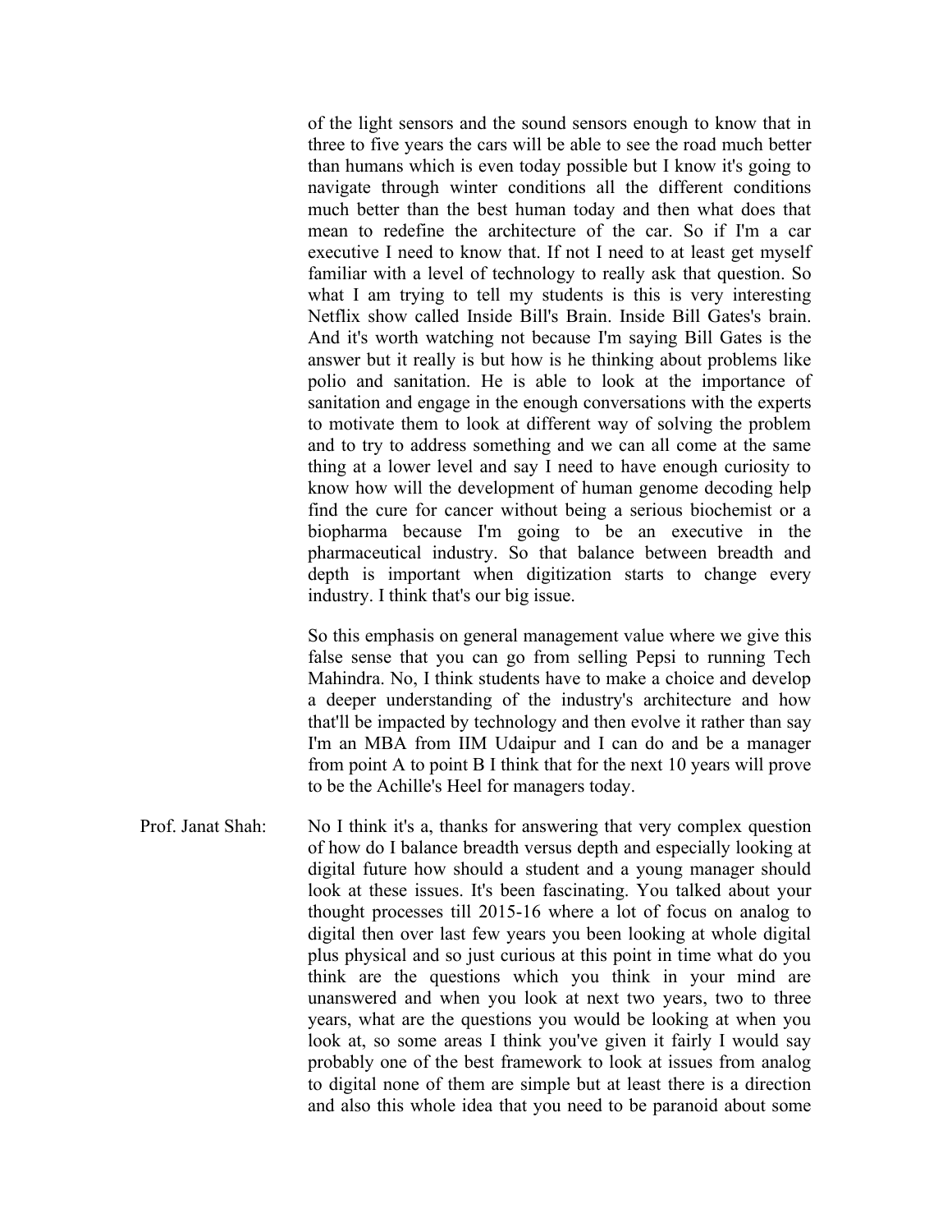of the light sensors and the sound sensors enough to know that in three to five years the cars will be able to see the road much better than humans which is even today possible but I know it's going to navigate through winter conditions all the different conditions much better than the best human today and then what does that mean to redefine the architecture of the car. So if I'm a car executive I need to know that. If not I need to at least get myself familiar with a level of technology to really ask that question. So what I am trying to tell my students is this is very interesting Netflix show called Inside Bill's Brain. Inside Bill Gates's brain. And it's worth watching not because I'm saying Bill Gates is the answer but it really is but how is he thinking about problems like polio and sanitation. He is able to look at the importance of sanitation and engage in the enough conversations with the experts to motivate them to look at different way of solving the problem and to try to address something and we can all come at the same thing at a lower level and say I need to have enough curiosity to know how will the development of human genome decoding help find the cure for cancer without being a serious biochemist or a biopharma because I'm going to be an executive in the pharmaceutical industry. So that balance between breadth and depth is important when digitization starts to change every industry. I think that's our big issue.

So this emphasis on general management value where we give this false sense that you can go from selling Pepsi to running Tech Mahindra. No, I think students have to make a choice and develop a deeper understanding of the industry's architecture and how that'll be impacted by technology and then evolve it rather than say I'm an MBA from IIM Udaipur and I can do and be a manager from point A to point B I think that for the next 10 years will prove to be the Achille's Heel for managers today.

**Prof. Janat Shah:** No I think it's a, thanks for answering that very complex question of how do I balance breadth versus depth and especially looking at digital future how should a student and a young manager should look at these issues. It's been fascinating. You talked about your thought processes till 2015-16 where a lot of focus on analog to digital then over last few years you been looking at whole digital plus physical and so just curious at this point in time what do you think are the questions which you think in your mind are unanswered and when you look at next two years, two to three years, what are the questions you would be looking at when you look at, so some areas I think you've given it fairly I would say probably one of the best framework to look at issues from analog to digital none of them are simple but at least there is a direction and also this whole idea that you need to be paranoid about some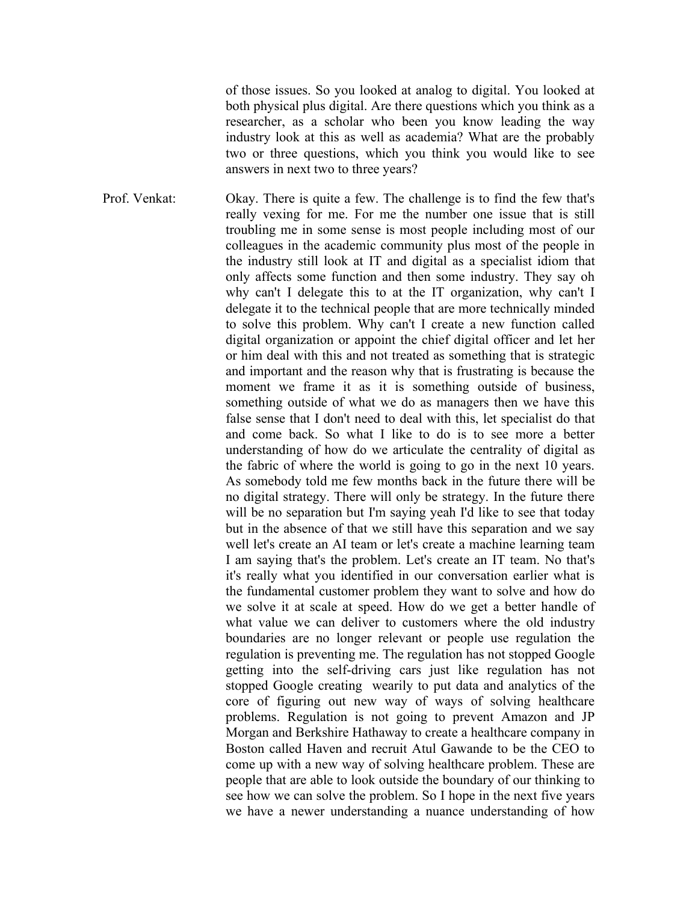of those issues. So you looked at analog to digital. You looked at both physical plus digital. Are there questions which you think as a researcher, as a scholar who been you know leading the way industry look at this as well as academia? What are the probably two or three questions, which you think you would like to see answers in next two to three years?

**Prof. Venkat:** Okay. There is quite a few. The challenge is to find the few that's really vexing for me. For me the number one issue that is still troubling me in some sense is most people including most of our colleagues in the academic community plus most of the people in the industry still look at IT and digital as a specialist idiom that only affects some function and then some industry. They say oh why can't I delegate this to at the IT organization, why can't I delegate it to the technical people that are more technically minded to solve this problem. Why can't I create a new function called digital organization or appoint the chief digital officer and let her or him deal with this and not treated as something that is strategic and important and the reason why that is frustrating is because the moment we frame it as it is something outside of business, something outside of what we do as managers then we have this false sense that I don't need to deal with this, let specialist do that and come back. So what I like to do is to see more a better understanding of how do we articulate the centrality of digital as the fabric of where the world is going to go in the next 10 years. As somebody told me few months back in the future there will be no digital strategy. There will only be strategy. In the future there will be no separation but I'm saying yeah I'd like to see that today but in the absence of that we still have this separation and we say well let's create an AI team or let's create a machine learning team I am saying that's the problem. Let's create an IT team. No that's it's really what you identified in our conversation earlier what is the fundamental customer problem they want to solve and how do we solve it at scale at speed. How do we get a better handle of what value we can deliver to customers where the old industry boundaries are no longer relevant or people use regulation the regulation is preventing me. The regulation has not stopped Google getting into the self-driving cars just like regulation has not stopped Google creating wearily to put data and analytics of the core of figuring out new way of ways of solving healthcare problems. Regulation is not going to prevent Amazon and JP Morgan and Berkshire Hathaway to create a healthcare company in Boston called Haven and recruit Atul Gawande to be the CEO to come up with a new way of solving healthcare problem. These are people that are able to look outside the boundary of our thinking to see how we can solve the problem. So I hope in the next five years we have a newer understanding a nuance understanding of how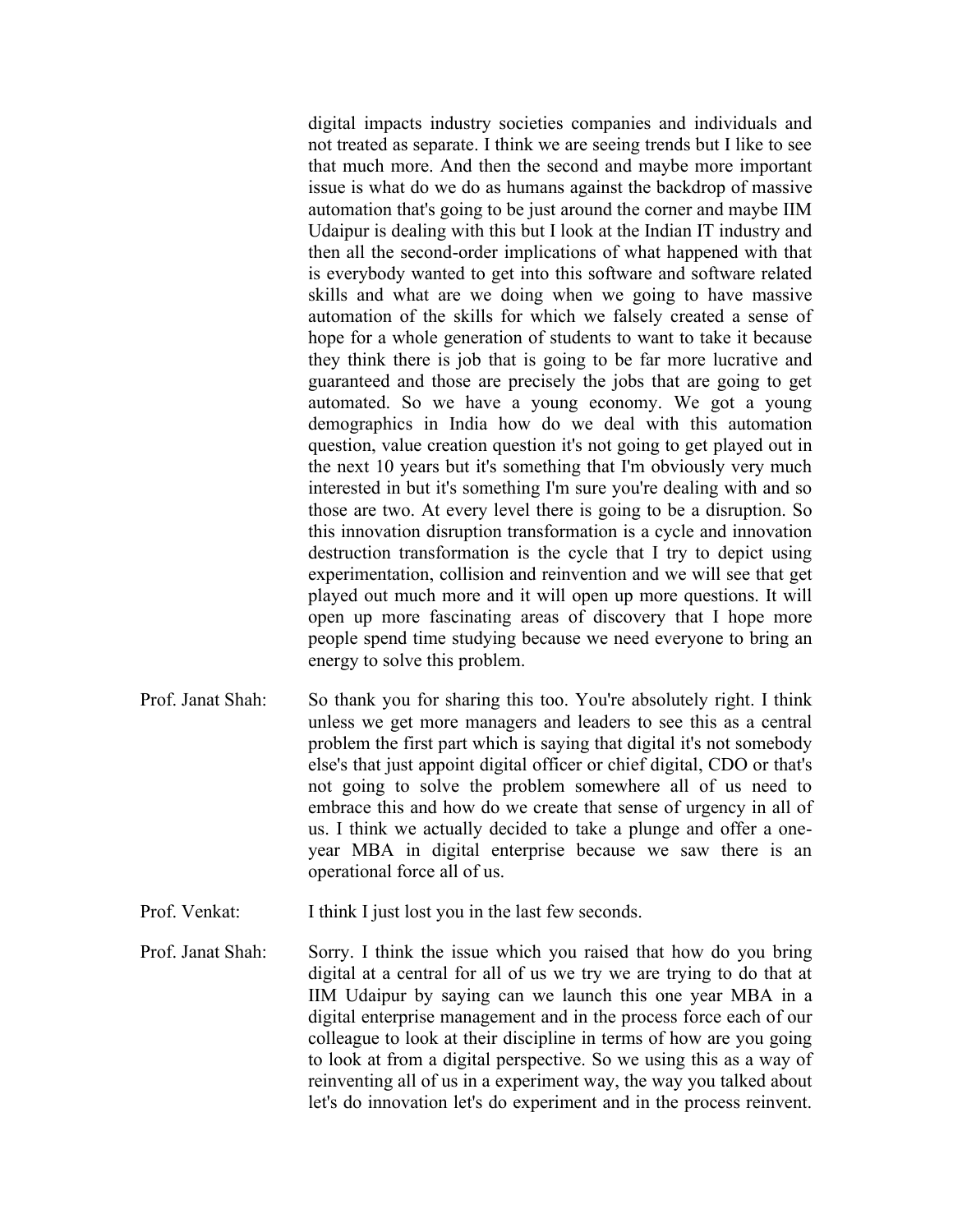digital impacts industry societies companies and individuals and not treated as separate. I think we are seeing trends but I like to see that much more. And then the second and maybe more important issue is what do we do as humans against the backdrop of massive automation that's going to be just around the corner and maybe IIM Udaipur is dealing with this but I look at the Indian IT industry and then all the second-order implications of what happened with that is everybody wanted to get into this software and software related skills and what are we doing when we going to have massive automation of the skills for which we falsely created a sense of hope for a whole generation of students to want to take it because they think there is job that is going to be far more lucrative and guaranteed and those are precisely the jobs that are going to get automated. So we have a young economy. We got a young demographics in India how do we deal with this automation question, value creation question it's not going to get played out in the next 10 years but it's something that I'm obviously very much interested in but it's something I'm sure you're dealing with and so those are two. At every level there is going to be a disruption. So this innovation disruption transformation is a cycle and innovation destruction transformation is the cycle that I try to depict using experimentation, collision and reinvention and we will see that get played out much more and it will open up more questions. It will open up more fascinating areas of discovery that I hope more people spend time studying because we need everyone to bring an energy to solve this problem.

Prof. Janat Shah: So thank you for sharing this too. You're absolutely right. I think unless we get more managers and leaders to see this as a central problem the first part which is saying that digital it's not somebody else's that just appoint digital officer or chief digital, CDO or that's not going to solve the problem somewhere all of us need to embrace this and how do we create that sense of urgency in all of us. I think we actually decided to take a plunge and offer a one-year MBA in digital enterprise because we saw there is an operational force all of us.

Prof. Venkat: I think I just lost you in the last few seconds.

Prof. Janat Shah: Sorry. I think the issue which you raised that how do you bring digital at a central for all of us we try we are trying to do that at IIM Udaipur by saying can we launch this one year MBA in a digital enterprise management and in the process force each of our colleague to look at their discipline in terms of how are you going to look at from a digital perspective. So we using this as a way of reinventing all of us in a experiment way, the way you talked about let's do innovation let's do experiment and in the process reinvent.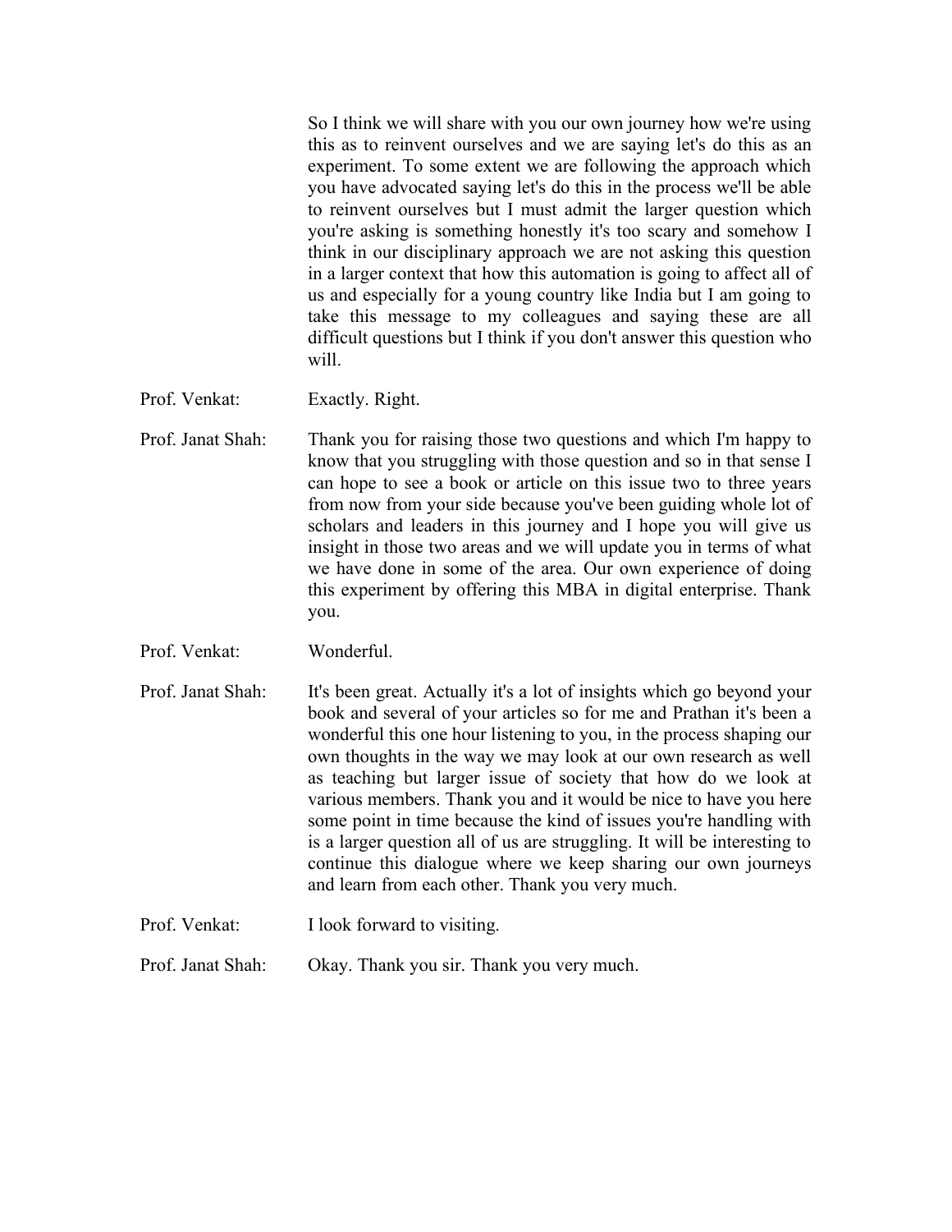So I think we will share with you our own journey how we're using this as to reinvent ourselves and we are saying let's do this as an experiment. To some extent we are following the approach which you have advocated saying let's do this in the process we'll be able to reinvent ourselves but I must admit the larger question which you're asking is something honestly it's too scary and somehow I think in our disciplinary approach we are not asking this question in a larger context that how this automation is going to affect all of us and especially for a young country like India but I am going to take this message to my colleagues and saying these are all difficult questions but I think if you don't answer this question who will.

Prof. Venkat: Exactly. Right.

Prof. Janat Shah: Thank you for raising those two questions and which I'm happy to know that you struggling with those question and so in that sense I can hope to see a book or article on this issue two to three years from now from your side because you've been guiding whole lot of scholars and leaders in this journey and I hope you will give us insight in those two areas and we will update you in terms of what we have done in some of the area. Our own experience of doing this experiment by offering this MBA in digital enterprise. Thank you.

Prof. Venkat: Wonderful.

Prof. Janat Shah: It's been great. Actually it's a lot of insights which go beyond your book and several of your articles so for me and Prathan it's been a wonderful this one hour listening to you, in the process shaping our own thoughts in the way we may look at our own research as well as teaching but larger issue of society that how do we look at various members. Thank you and it would be nice to have you here some point in time because the kind of issues you're handling with is a larger question all of us are struggling. It will be interesting to continue this dialogue where we keep sharing our own journeys and learn from each other. Thank you very much.

Prof. Venkat: I look forward to visiting.

Prof. Janat Shah: Okay. Thank you sir. Thank you very much.